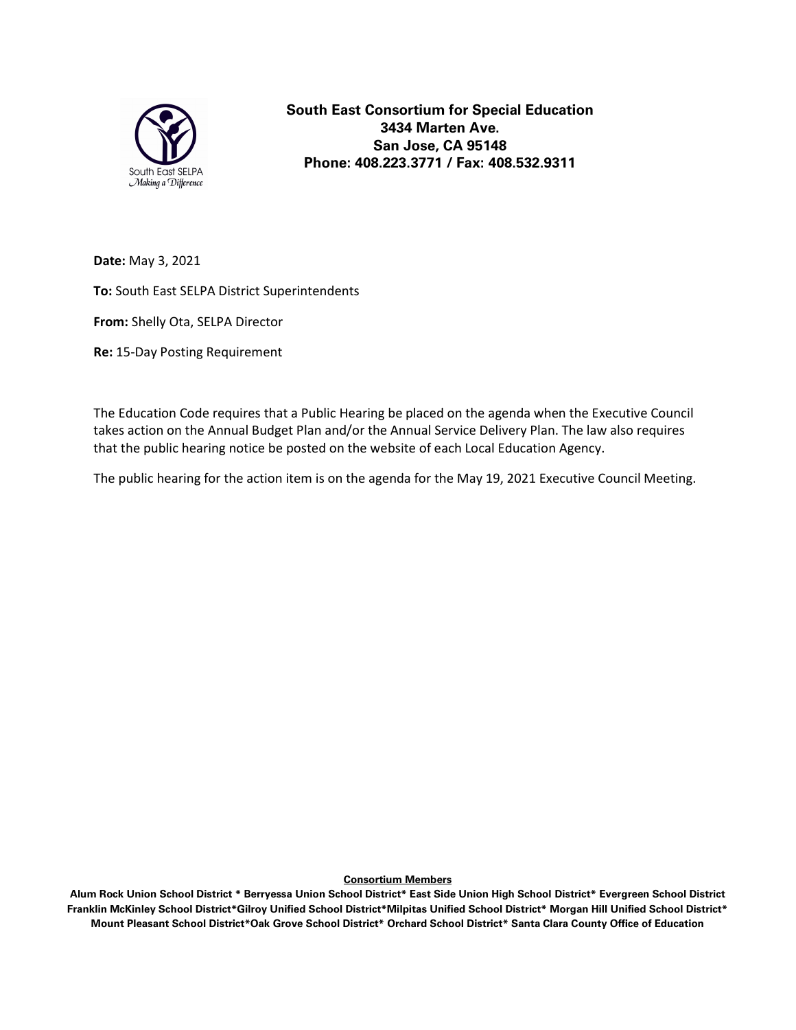South East SELPA
*Making a Difference*

**South East Consortium for Special Education**
**3434 Marten Ave.**
**San Jose, CA 95148**
**Phone: 408.223.3771 / Fax: 408.532.9311**

**Date:** May 3, 2021

**To:** South East SELPA District Superintendents

**From:** Shelly Ota, SELPA Director

**Re:** 15-Day Posting Requirement

The Education Code requires that a Public Hearing be placed on the agenda when the Executive Council takes action on the Annual Budget Plan and/or the Annual Service Delivery Plan. The law also requires that the public hearing notice be posted on the website of each Local Education Agency.

The public hearing for the action item is on the agenda for the May 19, 2021 Executive Council Meeting.

**Consortium Members**

**Alum Rock Union School District * Berryessa Union School District* East Side Union High School District* Evergreen School District Franklin McKinley School District*Gilroy Unified School District*Milpitas Unified School District* Morgan Hill Unified School District* Mount Pleasant School District*Oak Grove School District* Orchard School District* Santa Clara County Office of Education**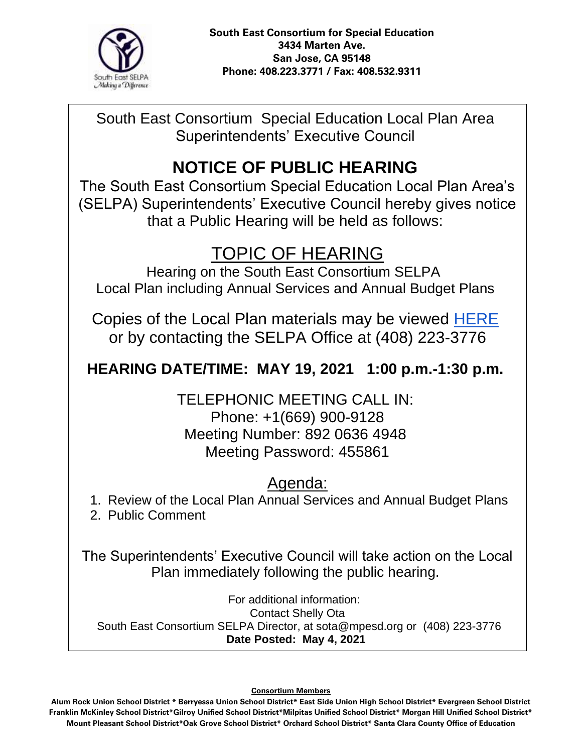**South East Consortium for Special Education**
**3434 Marten Ave.**
**San Jose, CA 95148**
**Phone: 408.223.3771 / Fax: 408.532.9311**

South East SELPA
Making a Difference

South East Consortium Special Education Local Plan Area
Superintendents' Executive Council

# NOTICE OF PUBLIC HEARING

The South East Consortium Special Education Local Plan Area's (SELPA) Superintendents' Executive Council hereby gives notice that a Public Hearing will be held as follows:

## TOPIC OF HEARING

Hearing on the South East Consortium SELPA
Local Plan including Annual Services and Annual Budget Plans

Copies of the Local Plan materials may be viewed HERE
or by contacting the SELPA Office at (408) 223-3776

**HEARING DATE/TIME: MAY 19, 2021 1:00 p.m.-1:30 p.m.**

TELEPHONIC MEETING CALL IN:
Phone: +1(669) 900-9128
Meeting Number: 892 0636 4948
Meeting Password: 455861

## Agenda:

1. Review of the Local Plan Annual Services and Annual Budget Plans
2. Public Comment

The Superintendents' Executive Council will take action on the Local Plan immediately following the public hearing.

For additional information:
Contact Shelly Ota
South East Consortium SELPA Director, at sota@mpesd.org or (408) 223-3776
**Date Posted: May 4, 2021**

**Consortium Members**

**Alum Rock Union School District * Berryessa Union School District* East Side Union High School District* Evergreen School District Franklin McKinley School District*Gilroy Unified School District*Milpitas Unified School District* Morgan Hill Unified School District* Mount Pleasant School District*Oak Grove School District* Orchard School District* Santa Clara County Office of Education**